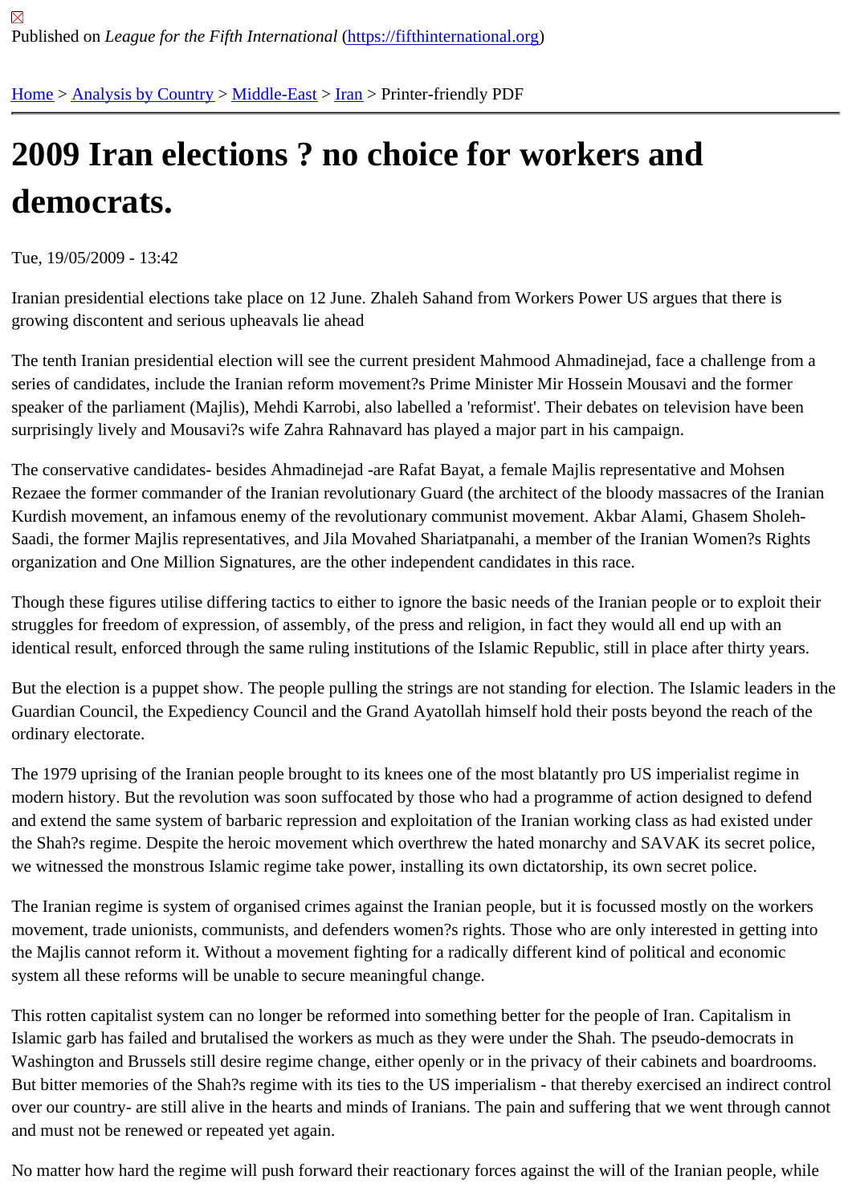Published on *League for the Fifth International* (https://fifthinternational.org)

Home > Analysis by Country > Middle-East > Iran > Printer-friendly PDF

# 2009 Iran elections ? no choice for workers and democrats.

Tue, 19/05/2009 - 13:42

Iranian presidential elections take place on 12 June. Zhaleh Sahand from Workers Power US argues that there is growing discontent and serious upheavals lie ahead

The tenth Iranian presidential election will see the current president Mahmood Ahmadinejad, face a challenge from a series of candidates, include the Iranian reform movement?s Prime Minister Mir Hossein Mousavi and the former speaker of the parliament (Majlis), Mehdi Karrobi, also labelled a 'reformist'. Their debates on television have been surprisingly lively and Mousavi?s wife Zahra Rahnavard has played a major part in his campaign.

The conservative candidates- besides Ahmadinejad -are Rafat Bayat, a female Majlis representative and Mohsen Rezaee the former commander of the Iranian revolutionary Guard (the architect of the bloody massacres of the Iranian Kurdish movement, an infamous enemy of the revolutionary communist movement. Akbar Alami, Ghasem Sholeh-Saadi, the former Majlis representatives, and Jila Movahed Shariatpanahi, a member of the Iranian Women?s Rights organization and One Million Signatures, are the other independent candidates in this race.

Though these figures utilise differing tactics to either to ignore the basic needs of the Iranian people or to exploit their struggles for freedom of expression, of assembly, of the press and religion, in fact they would all end up with an identical result, enforced through the same ruling institutions of the Islamic Republic, still in place after thirty years.

But the election is a puppet show. The people pulling the strings are not standing for election. The Islamic leaders in the Guardian Council, the Expediency Council and the Grand Ayatollah himself hold their posts beyond the reach of the ordinary electorate.

The 1979 uprising of the Iranian people brought to its knees one of the most blatantly pro US imperialist regime in modern history. But the revolution was soon suffocated by those who had a programme of action designed to defend and extend the same system of barbaric repression and exploitation of the Iranian working class as had existed under the Shah?s regime. Despite the heroic movement which overthrew the hated monarchy and SAVAK its secret police, we witnessed the monstrous Islamic regime take power, installing its own dictatorship, its own secret police.

The Iranian regime is system of organised crimes against the Iranian people, but it is focussed mostly on the workers movement, trade unionists, communists, and defenders women?s rights. Those who are only interested in getting into the Majlis cannot reform it. Without a movement fighting for a radically different kind of political and economic system all these reforms will be unable to secure meaningful change.

This rotten capitalist system can no longer be reformed into something better for the people of Iran. Capitalism in Islamic garb has failed and brutalised the workers as much as they were under the Shah. The pseudo-democrats in Washington and Brussels still desire regime change, either openly or in the privacy of their cabinets and boardrooms. But bitter memories of the Shah?s regime with its ties to the US imperialism - that thereby exercised an indirect control over our country- are still alive in the hearts and minds of Iranians. The pain and suffering that we went through cannot and must not be renewed or repeated yet again.

No matter how hard the regime will push forward their reactionary forces against the will of the Iranian people, while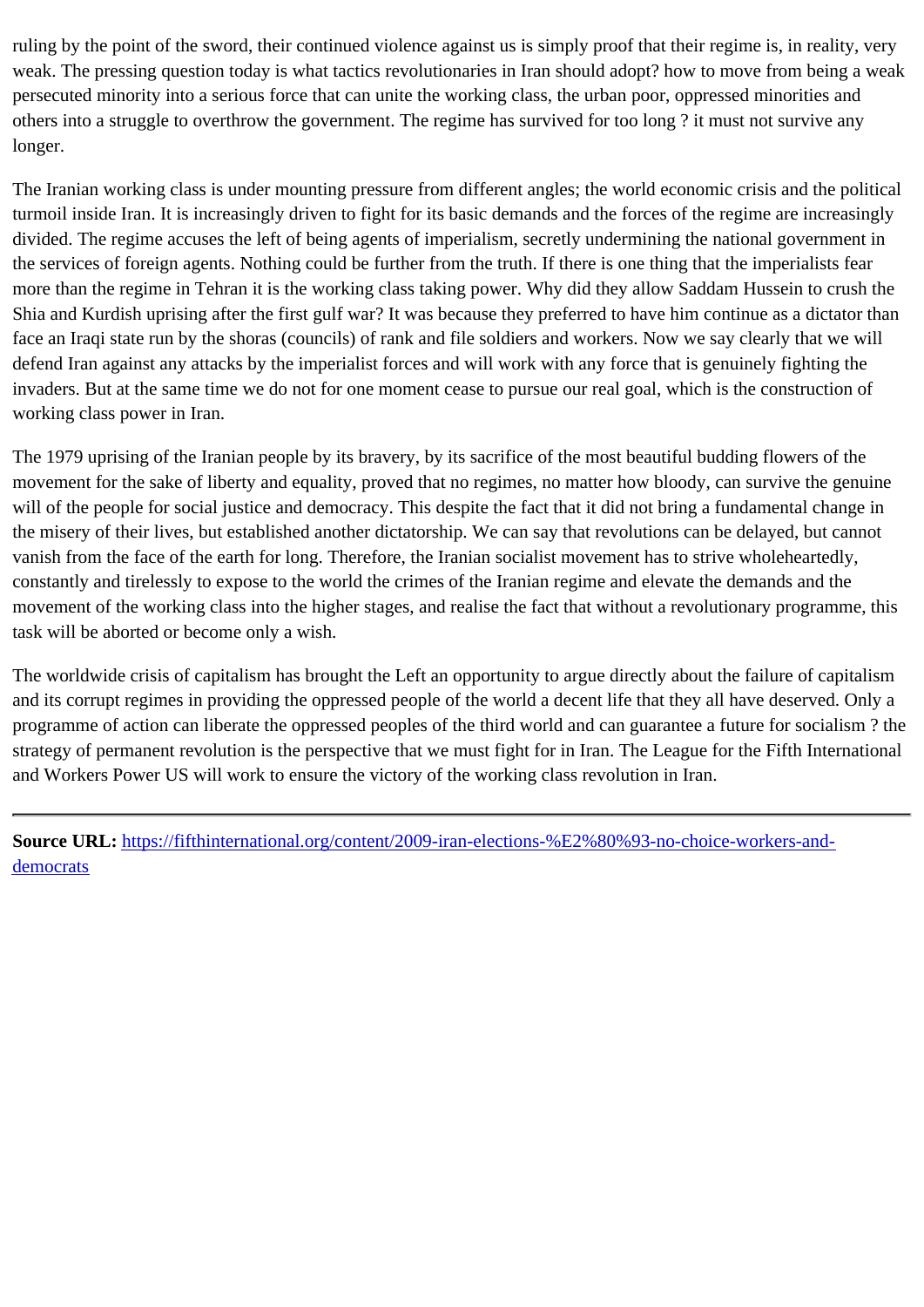ruling by the point of the sword, their continued violence against us is simply proof that their regime is, in reality, very weak. The pressing question today is what tactics revolutionaries in Iran should adopt? how to move from being a weak persecuted minority into a serious force that can unite the working class, the urban poor, oppressed minorities and others into a struggle to overthrow the government. The regime has survived for too long ? it must not survive any longer.

The Iranian working class is under mounting pressure from different angles; the world economic crisis and the political turmoil inside Iran. It is increasingly driven to fight for its basic demands and the forces of the regime are increasingly divided. The regime accuses the left of being agents of imperialism, secretly undermining the national government in the services of foreign agents. Nothing could be further from the truth. If there is one thing that the imperialists fear more than the regime in Tehran it is the working class taking power. Why did they allow Saddam Hussein to crush the Shia and Kurdish uprising after the first gulf war? It was because they preferred to have him continue as a dictator than face an Iraqi state run by the shoras (councils) of rank and file soldiers and workers. Now we say clearly that we will defend Iran against any attacks by the imperialist forces and will work with any force that is genuinely fighting the invaders. But at the same time we do not for one moment cease to pursue our real goal, which is the construction of working class power in Iran.

The 1979 uprising of the Iranian people by its bravery, by its sacrifice of the most beautiful budding flowers of the movement for the sake of liberty and equality, proved that no regimes, no matter how bloody, can survive the genuine will of the people for social justice and democracy. This despite the fact that it did not bring a fundamental change in the misery of their lives, but established another dictatorship. We can say that revolutions can be delayed, but cannot vanish from the face of the earth for long. Therefore, the Iranian socialist movement has to strive wholeheartedly, constantly and tirelessly to expose to the world the crimes of the Iranian regime and elevate the demands and the movement of the working class into the higher stages, and realise the fact that without a revolutionary programme, this task will be aborted or become only a wish.

The worldwide crisis of capitalism has brought the Left an opportunity to argue directly about the failure of capitalism and its corrupt regimes in providing the oppressed people of the world a decent life that they all have deserved. Only a programme of action can liberate the oppressed peoples of the third world and can guarantee a future for socialism ? the strategy of permanent revolution is the perspective that we must fight for in Iran. The League for the Fifth International and Workers Power US will work to ensure the victory of the working class revolution in Iran.

---

**Source URL:** https://fifthinternational.org/content/2009-iran-elections-%E2%80%93-no-choice-workers-and-democrats